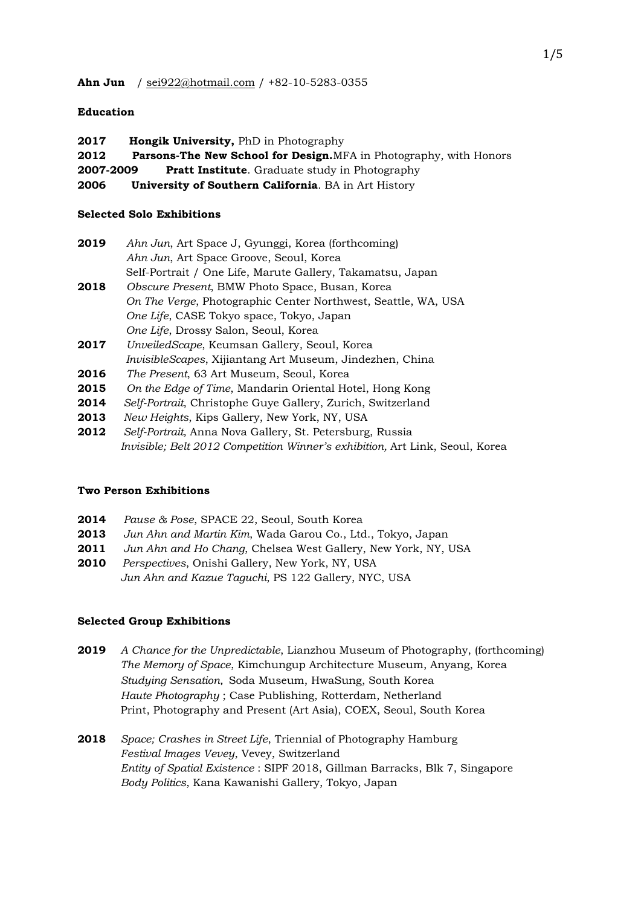**Ahn Jun** / sei922@hotmail.com / +82-10-5283-0355

**Education**

**2017** **Hongik University,** PhD in Photography
**2012** **Parsons-The New School for Design.**MFA in Photography, with Honors
**2007-2009** **Pratt Institute**. Graduate study in Photography
**2006** **University of Southern California**. BA in Art History

**Selected Solo Exhibitions**

**2019** *Ahn Jun*, Art Space J, Gyunggi, Korea (forthcoming)
*Ahn Jun*, Art Space Groove, Seoul, Korea
Self-Portrait / One Life, Marute Gallery, Takamatsu, Japan
**2018** *Obscure Present*, BMW Photo Space, Busan, Korea
*On The Verge*, Photographic Center Northwest, Seattle, WA, USA
*One Life*, CASE Tokyo space, Tokyo, Japan
*One Life*, Drossy Salon, Seoul, Korea
**2017** *UnveiledScape*, Keumsan Gallery, Seoul, Korea
*InvisibleScapes*, Xijiantang Art Museum, Jindezhen, China
**2016** *The Present*, 63 Art Museum, Seoul, Korea
**2015** *On the Edge of Time*, Mandarin Oriental Hotel, Hong Kong
**2014** *Self-Portrait*, Christophe Guye Gallery, Zurich, Switzerland
**2013** *New Heights*, Kips Gallery, New York, NY, USA
**2012** *Self-Portrait,* Anna Nova Gallery, St. Petersburg, Russia
*Invisible; Belt 2012 Competition Winner's exhibition,* Art Link, Seoul, Korea

**Two Person Exhibitions**

**2014** *Pause & Pose*, SPACE 22, Seoul, South Korea
**2013** *Jun Ahn and Martin Kim*, Wada Garou Co., Ltd., Tokyo, Japan
**2011** *Jun Ahn and Ho Chang*, Chelsea West Gallery, New York, NY, USA
**2010** *Perspectives*, Onishi Gallery, New York, NY, USA
*Jun Ahn and Kazue Taguchi*, PS 122 Gallery, NYC, USA

**Selected Group Exhibitions**

**2019** *A Chance for the Unpredictable*, Lianzhou Museum of Photography, (forthcoming)
*The Memory of Space*, Kimchungup Architecture Museum, Anyang, Korea
*Studying Sensation,* Soda Museum, HwaSung, South Korea
*Haute Photography* ; Case Publishing, Rotterdam, Netherland
Print, Photography and Present (Art Asia), COEX, Seoul, South Korea

**2018** *Space; Crashes in Street Life*, Triennial of Photography Hamburg
*Festival Images Vevey*, Vevey, Switzerland
*Entity of Spatial Existence* : SIPF 2018, Gillman Barracks, Blk 7, Singapore
*Body Politics*, Kana Kawanishi Gallery, Tokyo, Japan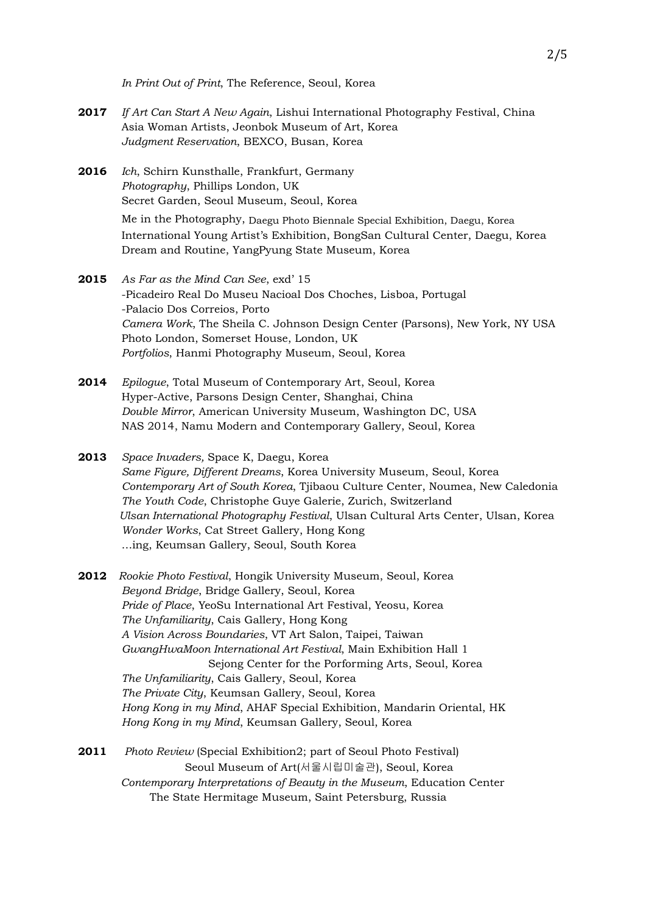*In Print Out of Print*, The Reference, Seoul, Korea

**2017** *If Art Can Start A New Again*, Lishui International Photography Festival, China
Asia Woman Artists, Jeonbok Museum of Art, Korea
*Judgment Reservation*, BEXCO, Busan, Korea

**2016** *Ich*, Schirn Kunsthalle, Frankfurt, Germany
*Photography*, Phillips London, UK
Secret Garden, Seoul Museum, Seoul, Korea
Me in the Photography, Daegu Photo Biennale Special Exhibition, Daegu, Korea
International Young Artist's Exhibition, BongSan Cultural Center, Daegu, Korea
Dream and Routine, YangPyung State Museum, Korea

**2015** *As Far as the Mind Can See*, exd' 15
-Picadeiro Real Do Museu Nacioal Dos Choches, Lisboa, Portugal
-Palacio Dos Correios, Porto
*Camera Work*, The Sheila C. Johnson Design Center (Parsons), New York, NY USA
Photo London, Somerset House, London, UK
*Portfolios*, Hanmi Photography Museum, Seoul, Korea

**2014** *Epilogue*, Total Museum of Contemporary Art, Seoul, Korea
Hyper-Active, Parsons Design Center, Shanghai, China
*Double Mirror*, American University Museum, Washington DC, USA
NAS 2014, Namu Modern and Contemporary Gallery, Seoul, Korea

**2013** *Space Invaders,* Space K, Daegu, Korea
*Same Figure, Different Dreams*, Korea University Museum, Seoul, Korea
*Contemporary Art of South Korea*, Tjibaou Culture Center, Noumea, New Caledonia
*The Youth Code*, Christophe Guye Galerie, Zurich, Switzerland
*Ulsan International Photography Festival*, Ulsan Cultural Arts Center, Ulsan, Korea
*Wonder Works*, Cat Street Gallery, Hong Kong
...ing, Keumsan Gallery, Seoul, South Korea

**2012** *Rookie Photo Festival*, Hongik University Museum, Seoul, Korea
*Beyond Bridge*, Bridge Gallery, Seoul, Korea
*Pride of Place*, YeoSu International Art Festival, Yeosu, Korea
*The Unfamiliarity*, Cais Gallery, Hong Kong
*A Vision Across Boundaries*, VT Art Salon, Taipei, Taiwan
*GwangHwaMoon International Art Festival*, Main Exhibition Hall 1
Sejong Center for the Porforming Arts, Seoul, Korea
*The Unfamiliarity*, Cais Gallery, Seoul, Korea
*The Private City*, Keumsan Gallery, Seoul, Korea
*Hong Kong in my Mind*, AHAF Special Exhibition, Mandarin Oriental, HK
*Hong Kong in my Mind*, Keumsan Gallery, Seoul, Korea

**2011** *Photo Review* (Special Exhibition2; part of Seoul Photo Festival)
Seoul Museum of Art(서울시립미술관), Seoul, Korea
*Contemporary Interpretations of Beauty in the Museum*, Education Center
The State Hermitage Museum, Saint Petersburg, Russia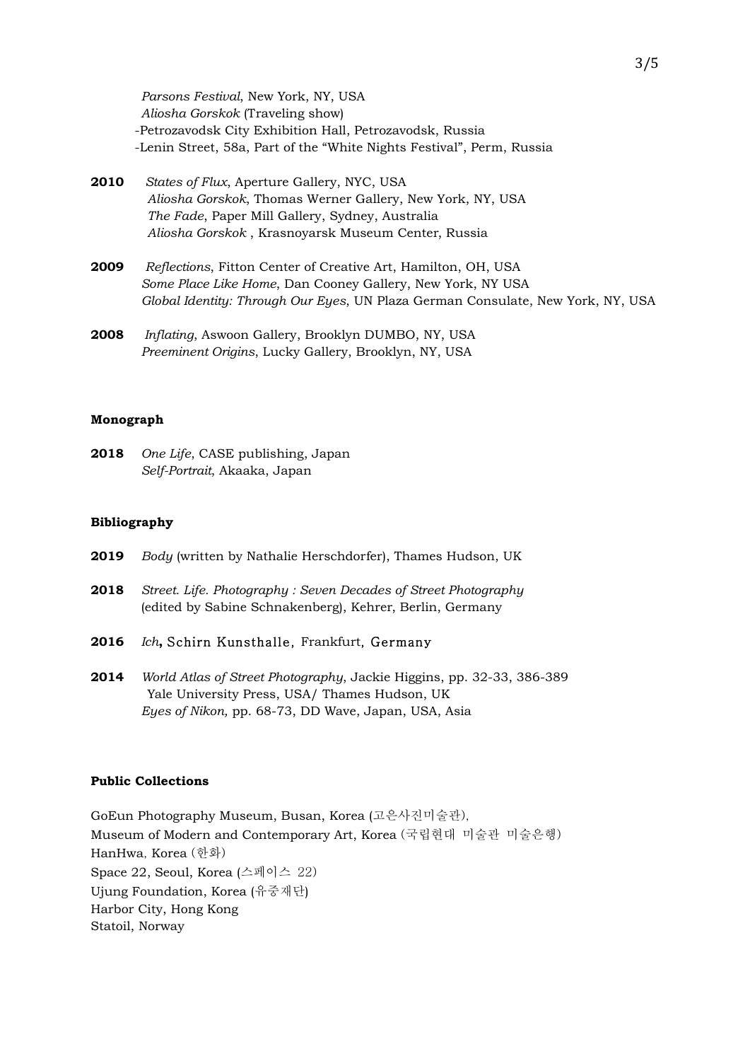*Parsons Festival*, New York, NY, USA
*Aliosha Gorskok* (Traveling show)
-Petrozavodsk City Exhibition Hall, Petrozavodsk, Russia
-Lenin Street, 58a, Part of the "White Nights Festival", Perm, Russia

**2010** *States of Flux*, Aperture Gallery, NYC, USA
*Aliosha Gorskok*, Thomas Werner Gallery, New York, NY, USA
*The Fade*, Paper Mill Gallery, Sydney, Australia
*Aliosha Gorskok* , Krasnoyarsk Museum Center, Russia

**2009** *Reflections*, Fitton Center of Creative Art, Hamilton, OH, USA
*Some Place Like Home*, Dan Cooney Gallery, New York, NY USA
*Global Identity: Through Our Eyes*, UN Plaza German Consulate, New York, NY, USA

**2008** *Inflating*, Aswoon Gallery, Brooklyn DUMBO, NY, USA
*Preeminent Origins*, Lucky Gallery, Brooklyn, NY, USA

### Monograph

**2018** *One Life*, CASE publishing, Japan
*Self-Portrait*, Akaaka, Japan

### Bibliography

**2019** *Body* (written by Nathalie Herschdorfer), Thames Hudson, UK

**2018** *Street. Life. Photography : Seven Decades of Street Photography* (edited by Sabine Schnakenberg), Kehrer, Berlin, Germany

**2016** *Ich*, Schirn Kunsthalle, Frankfurt, Germany

**2014** *World Atlas of Street Photography*, Jackie Higgins, pp. 32-33, 386-389 Yale University Press, USA/ Thames Hudson, UK
*Eyes of Nikon,* pp. 68-73, DD Wave, Japan, USA, Asia

### Public Collections

GoEun Photography Museum, Busan, Korea (고은사진미술관),
Museum of Modern and Contemporary Art, Korea (국립현대 미술관 미술은행)
HanHwa, Korea (한화)
Space 22, Seoul, Korea (스페이스 22)
Ujung Foundation, Korea (유중재단)
Harbor City, Hong Kong
Statoil, Norway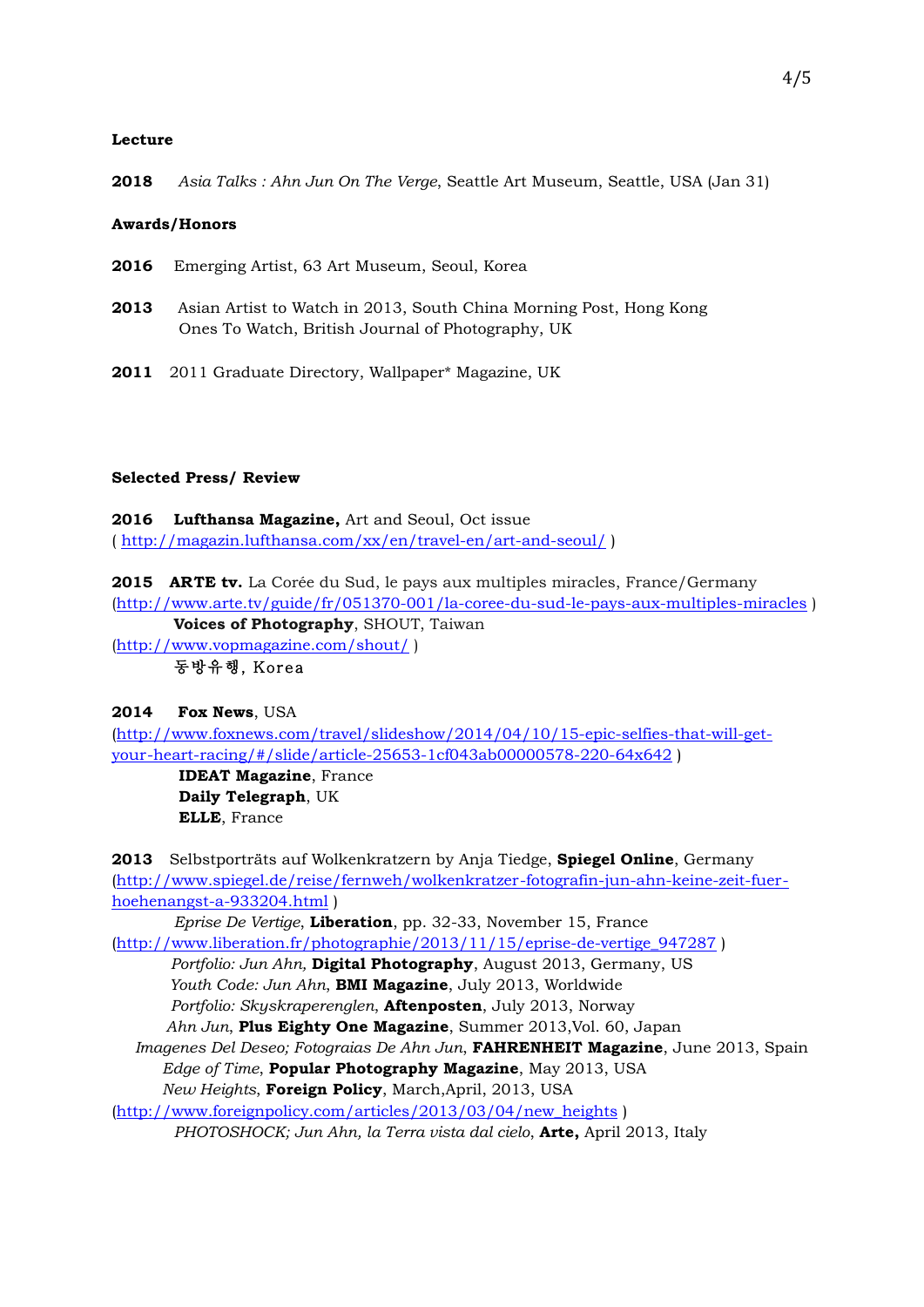**Lecture**

**2018** *Asia Talks : Ahn Jun On The Verge*, Seattle Art Museum, Seattle, USA (Jan 31)

**Awards/Honors**

**2016** Emerging Artist, 63 Art Museum, Seoul, Korea

**2013** Asian Artist to Watch in 2013, South China Morning Post, Hong Kong
Ones To Watch, British Journal of Photography, UK

**2011** 2011 Graduate Directory, Wallpaper* Magazine, UK

**Selected Press/ Review**

**2016** **Lufthansa Magazine,** Art and Seoul, Oct issue
( http://magazin.lufthansa.com/xx/en/travel-en/art-and-seoul/ )

**2015** **ARTE tv.** La Corée du Sud, le pays aux multiples miracles, France/Germany
(http://www.arte.tv/guide/fr/051370-001/la-coree-du-sud-le-pays-aux-multiples-miracles )
**Voices of Photography**, SHOUT, Taiwan
(http://www.vopmagazine.com/shout/ )
동방유행, Korea

**2014** **Fox News**, USA
(http://www.foxnews.com/travel/slideshow/2014/04/10/15-epic-selfies-that-will-get-your-heart-racing/#/slide/article-25653-1cf043ab00000578-220-64x642 )
**IDEAT Magazine**, France
**Daily Telegraph**, UK
**ELLE**, France

**2013** Selbstporträts auf Wolkenkratzern by Anja Tiedge, **Spiegel Online**, Germany
(http://www.spiegel.de/reise/fernweh/wolkenkratzer-fotografin-jun-ahn-keine-zeit-fuer-hoehenangst-a-933204.html )
*Eprise De Vertige*, **Liberation**, pp. 32-33, November 15, France
(http://www.liberation.fr/photographie/2013/11/15/eprise-de-vertige_947287 )
*Portfolio: Jun Ahn,* **Digital Photography**, August 2013, Germany, US
*Youth Code: Jun Ahn*, **BMI Magazine**, July 2013, Worldwide
*Portfolio: Skyskraperenglen*, **Aftenposten**, July 2013, Norway
*Ahn Jun*, **Plus Eighty One Magazine**, Summer 2013,Vol. 60, Japan
*Imagenes Del Deseo; Fotograias De Ahn Jun*, **FAHRENHEIT Magazine**, June 2013, Spain
*Edge of Time*, **Popular Photography Magazine**, May 2013, USA
*New Heights*, **Foreign Policy**, March,April, 2013, USA
(http://www.foreignpolicy.com/articles/2013/03/04/new_heights )
*PHOTOSHOCK; Jun Ahn, la Terra vista dal cielo*, **Arte,** April 2013, Italy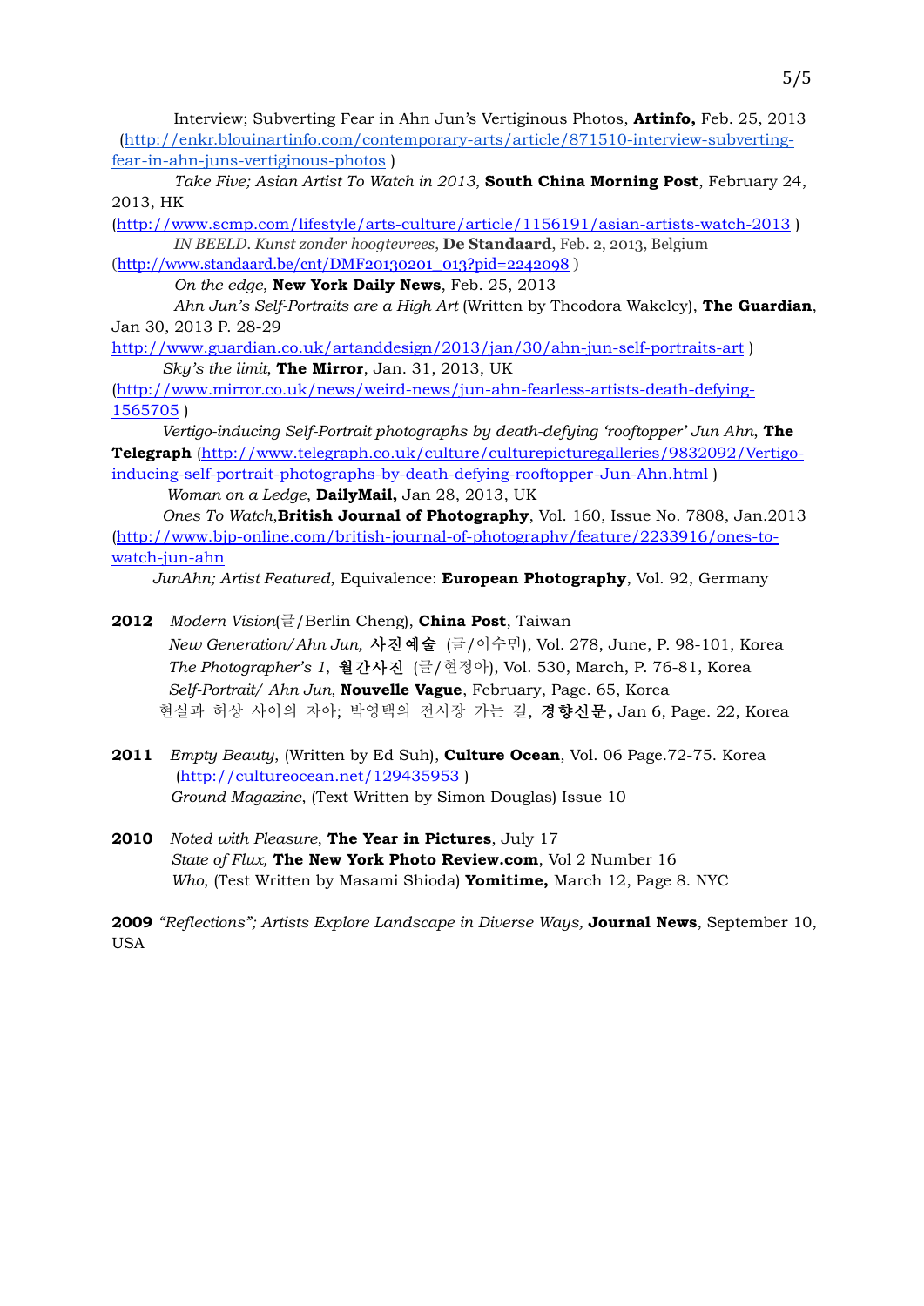Interview; Subverting Fear in Ahn Jun's Vertiginous Photos, **Artinfo,** Feb. 25, 2013 (http://enkr.blouinartinfo.com/contemporary-arts/article/871510-interview-subverting-fear-in-ahn-juns-vertiginous-photos )

*Take Five; Asian Artist To Watch in 2013*, **South China Morning Post**, February 24, 2013, HK (http://www.scmp.com/lifestyle/arts-culture/article/1156191/asian-artists-watch-2013 )

*IN BEELD. Kunst zonder hoogtevrees*, **De Standaard**, Feb. 2, 2013, Belgium (http://www.standaard.be/cnt/DMF20130201_013?pid=2242098 )

*On the edge*, **New York Daily News**, Feb. 25, 2013

*Ahn Jun's Self-Portraits are a High Art* (Written by Theodora Wakeley), **The Guardian**, Jan 30, 2013 P. 28-29 http://www.guardian.co.uk/artanddesign/2013/jan/30/ahn-jun-self-portraits-art )

*Sky's the limit*, **The Mirror**, Jan. 31, 2013, UK (http://www.mirror.co.uk/news/weird-news/jun-ahn-fearless-artists-death-defying-1565705 )

*Vertigo-inducing Self-Portrait photographs by death-defying 'rooftopper' Jun Ahn*, **The Telegraph** (http://www.telegraph.co.uk/culture/culturepicturegalleries/9832092/Vertigo-inducing-self-portrait-photographs-by-death-defying-rooftopper-Jun-Ahn.html )

*Woman on a Ledge*, **DailyMail,** Jan 28, 2013, UK

*Ones To Watch*,**British Journal of Photography**, Vol. 160, Issue No. 7808, Jan.2013 (http://www.bjp-online.com/british-journal-of-photography/feature/2233916/ones-to-watch-jun-ahn

*JunAhn; Artist Featured*, Equivalence: **European Photography**, Vol. 92, Germany

**2012** *Modern Vision*(글/Berlin Cheng), **China Post**, Taiwan
*New Generation/Ahn Jun,* **사진예술** (글/이수민), Vol. 278, June, P. 98-101, Korea
*The Photographer's 1*, **월간사진** (글/현정아), Vol. 530, March, P. 76-81, Korea
*Self-Portrait/ Ahn Jun*, **Nouvelle Vague**, February, Page. 65, Korea
현실과 허상 사이의 자아; 박영택의 전시장 가는 길, **경향신문,** Jan 6, Page. 22, Korea

**2011** *Empty Beauty*, (Written by Ed Suh), **Culture Ocean**, Vol. 06 Page.72-75. Korea (http://cultureocean.net/129435953 )
*Ground Magazine*, (Text Written by Simon Douglas) Issue 10

**2010** *Noted with Pleasure*, **The Year in Pictures**, July 17
*State of Flux*, **The New York Photo Review.com**, Vol 2 Number 16
*Who*, (Test Written by Masami Shioda) **Yomitime,** March 12, Page 8. NYC

**2009** *"Reflections"; Artists Explore Landscape in Diverse Ways,* **Journal News**, September 10, USA